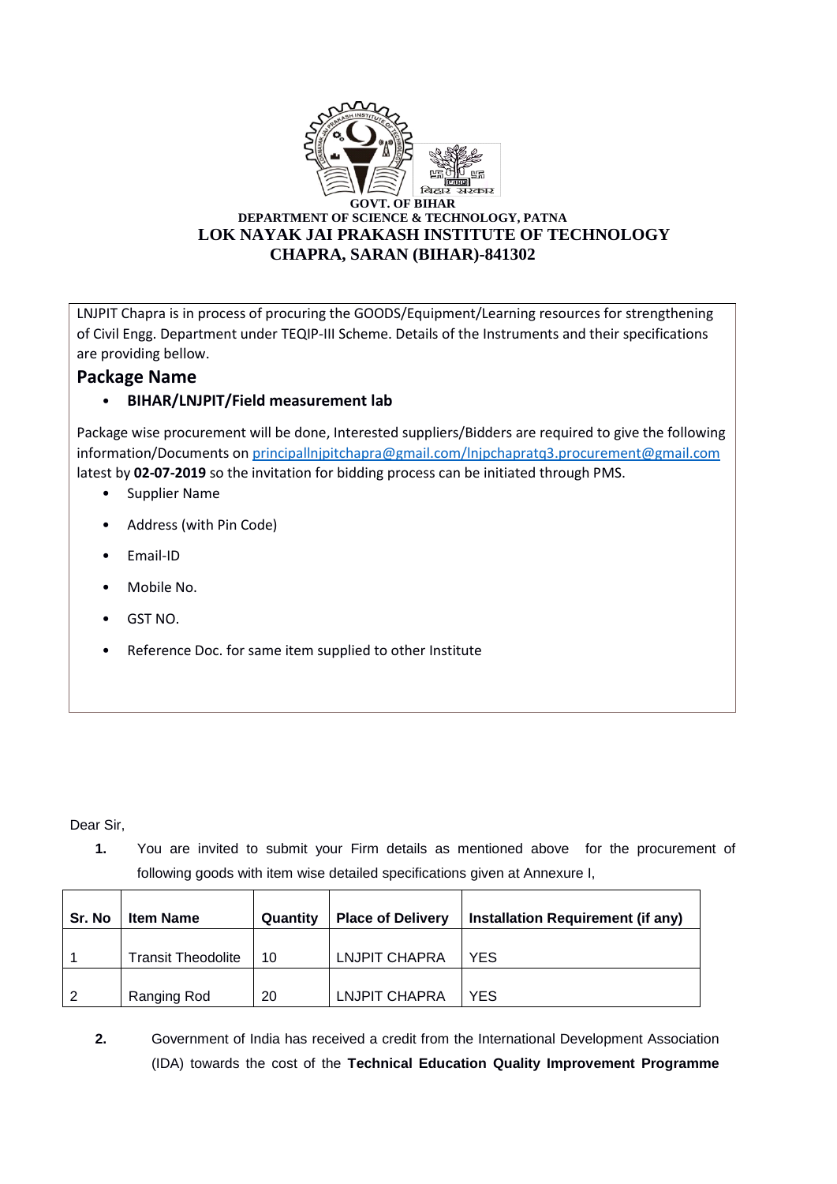**GOVT. OF BIHAR**

**DEPARTMENT OF SCIENCE & TECHNOLOGY, PATNA**

**LOK NAYAK JAI PRAKASH INSTITUTE OF TECHNOLOGY**

**CHAPRA, SARAN (BIHAR)-841302**

LNJPIT Chapra is in process of procuring the GOODS/Equipment/Learning resources for strengthening of Civil Engg. Department under TEQIP-III Scheme. Details of the Instruments and their specifications are providing bellow.

## Package Name

- **BIHAR/LNJPIT/Field measurement lab**

Package wise procurement will be done, Interested suppliers/Bidders are required to give the following information/Documents on principallnjpitchapra@gmail.com/lnjpchapratq3.procurement@gmail.com latest by **02-07-2019** so the invitation for bidding process can be initiated through PMS.

- Supplier Name
- Address (with Pin Code)
- Email-ID
- Mobile No.
- GST NO.
- Reference Doc. for same item supplied to other Institute

Dear Sir,

1. You are invited to submit your Firm details as mentioned above for the procurement of following goods with item wise detailed specifications given at Annexure I,

| Sr. No | Item Name | Quantity | Place of Delivery | Installation Requirement (if any) |
|---|---|---|---|---|
| 1 | Transit Theodolite | 10 | LNJPIT CHAPRA | YES |
| 2 | Ranging Rod | 20 | LNJPIT CHAPRA | YES |

2. Government of India has received a credit from the International Development Association (IDA) towards the cost of the **Technical Education Quality Improvement Programme**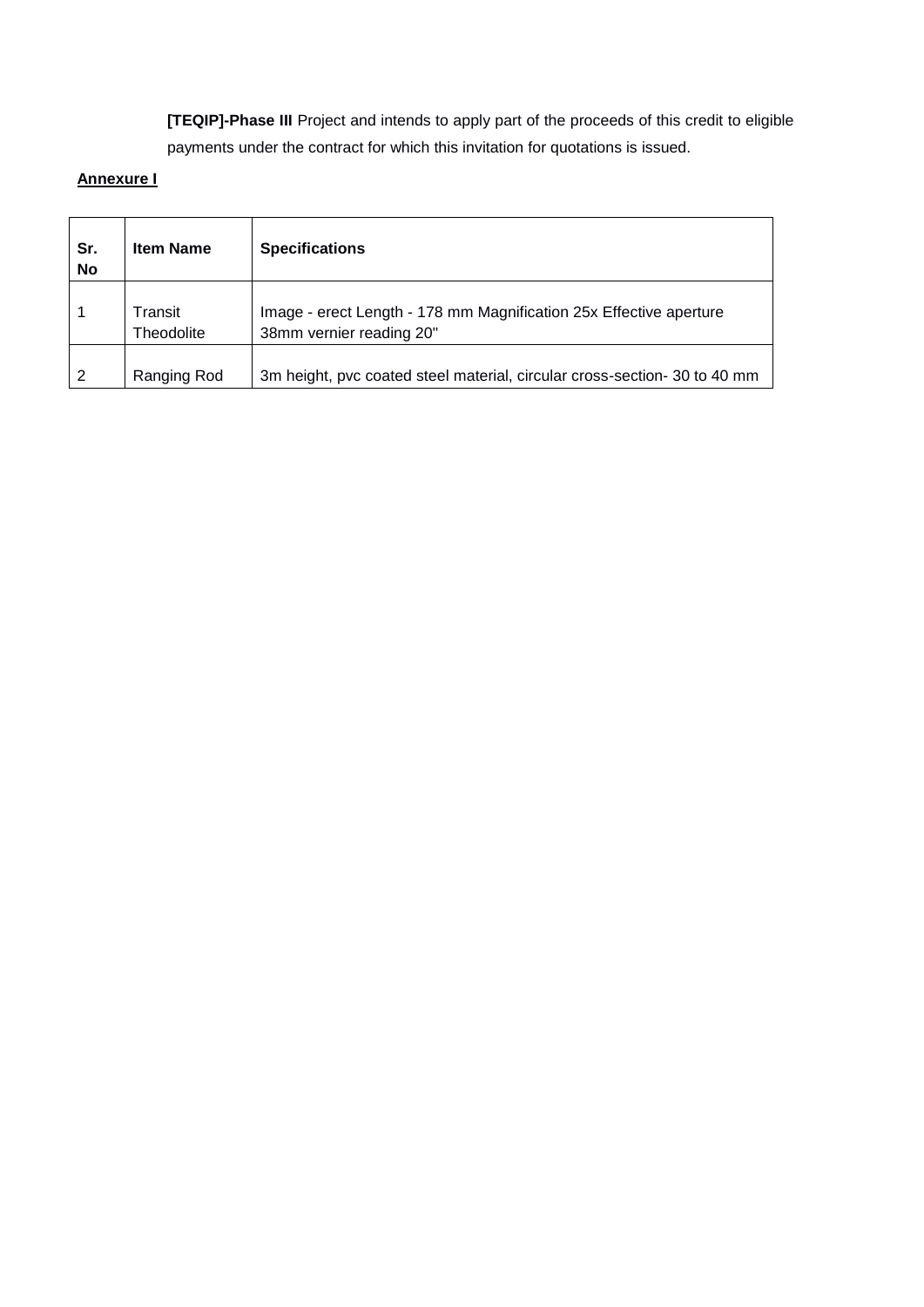**[TEQIP]-Phase III** Project and intends to apply part of the proceeds of this credit to eligible payments under the contract for which this invitation for quotations is issued.

**Annexure I**

| Sr. No | Item Name | Specifications |
| --- | --- | --- |
| 1 | Transit Theodolite | Image - erect Length - 178 mm Magnification 25x Effective aperture 38mm vernier reading 20" |
| 2 | Ranging Rod | 3m height, pvc coated steel material, circular cross-section- 30 to 40 mm |